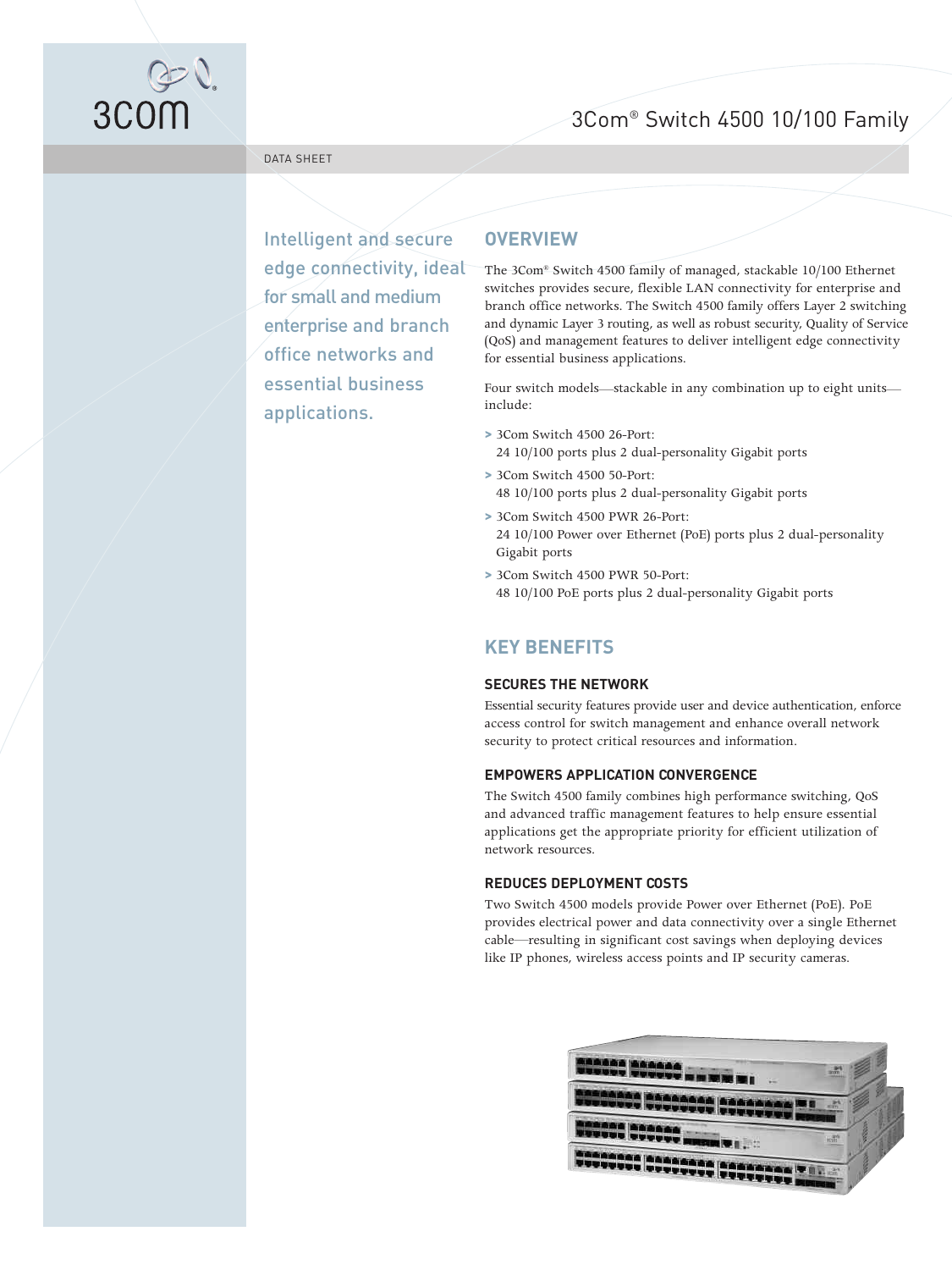# 3Com® Switch 4500 10/100 Family

DATA SHEET

Intelligent and secure edge connectivity, ideal for small and medium enterprise and branch office networks and essential business applications.

## OVERVIEW

The 3Com® Switch 4500 family of managed, stackable 10/100 Ethernet switches provides secure, flexible LAN connectivity for enterprise and branch office networks. The Switch 4500 family offers Layer 2 switching and dynamic Layer 3 routing, as well as robust security, Quality of Service (QoS) and management features to deliver intelligent edge connectivity for essential business applications.

Four switch models—stackable in any combination up to eight units—include:

- 3Com Switch 4500 26-Port:
  24 10/100 ports plus 2 dual-personality Gigabit ports
- 3Com Switch 4500 50-Port:
  48 10/100 ports plus 2 dual-personality Gigabit ports
- 3Com Switch 4500 PWR 26-Port:
  24 10/100 Power over Ethernet (PoE) ports plus 2 dual-personality Gigabit ports
- 3Com Switch 4500 PWR 50-Port:
  48 10/100 PoE ports plus 2 dual-personality Gigabit ports

## KEY BENEFITS

### SECURES THE NETWORK

Essential security features provide user and device authentication, enforce access control for switch management and enhance overall network security to protect critical resources and information.

### EMPOWERS APPLICATION CONVERGENCE

The Switch 4500 family combines high performance switching, QoS and advanced traffic management features to help ensure essential applications get the appropriate priority for efficient utilization of network resources.

### REDUCES DEPLOYMENT COSTS

Two Switch 4500 models provide Power over Ethernet (PoE). PoE provides electrical power and data connectivity over a single Ethernet cable—resulting in significant cost savings when deploying devices like IP phones, wireless access points and IP security cameras.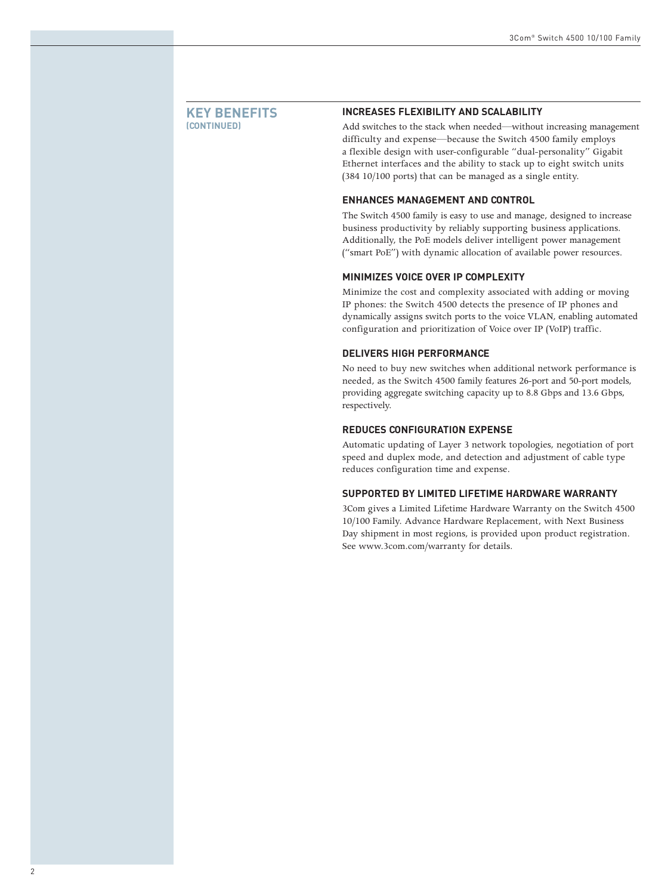## KEY BENEFITS (CONTINUED)

### INCREASES FLEXIBILITY AND SCALABILITY

Add switches to the stack when needed—without increasing management difficulty and expense—because the Switch 4500 family employs a flexible design with user-configurable "dual-personality" Gigabit Ethernet interfaces and the ability to stack up to eight switch units (384 10/100 ports) that can be managed as a single entity.

### ENHANCES MANAGEMENT AND CONTROL

The Switch 4500 family is easy to use and manage, designed to increase business productivity by reliably supporting business applications. Additionally, the PoE models deliver intelligent power management ("smart PoE") with dynamic allocation of available power resources.

### MINIMIZES VOICE OVER IP COMPLEXITY

Minimize the cost and complexity associated with adding or moving IP phones: the Switch 4500 detects the presence of IP phones and dynamically assigns switch ports to the voice VLAN, enabling automated configuration and prioritization of Voice over IP (VoIP) traffic.

### DELIVERS HIGH PERFORMANCE

No need to buy new switches when additional network performance is needed, as the Switch 4500 family features 26-port and 50-port models, providing aggregate switching capacity up to 8.8 Gbps and 13.6 Gbps, respectively.

### REDUCES CONFIGURATION EXPENSE

Automatic updating of Layer 3 network topologies, negotiation of port speed and duplex mode, and detection and adjustment of cable type reduces configuration time and expense.

### SUPPORTED BY LIMITED LIFETIME HARDWARE WARRANTY

3Com gives a Limited Lifetime Hardware Warranty on the Switch 4500 10/100 Family. Advance Hardware Replacement, with Next Business Day shipment in most regions, is provided upon product registration. See www.3com.com/warranty for details.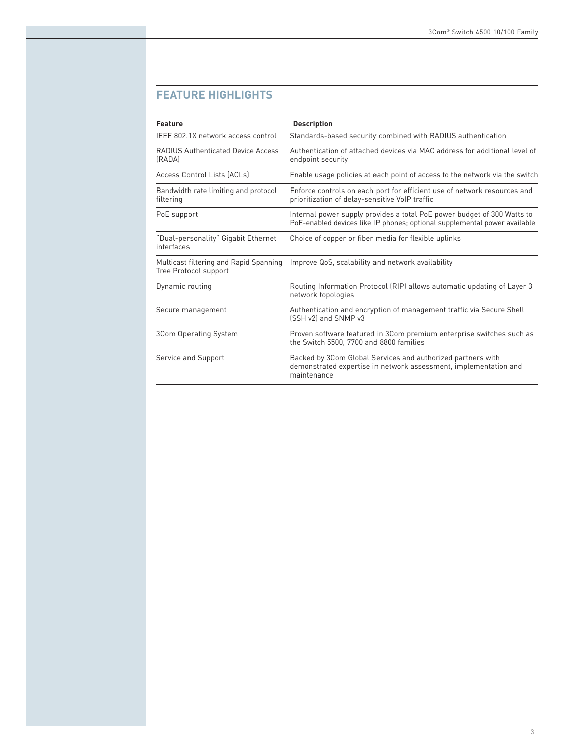## FEATURE HIGHLIGHTS

| Feature | Description |
| --- | --- |
| IEEE 802.1X network access control | Standards-based security combined with RADIUS authentication |
| RADIUS Authenticated Device Access (RADA) | Authentication of attached devices via MAC address for additional level of endpoint security |
| Access Control Lists (ACLs) | Enable usage policies at each point of access to the network via the switch |
| Bandwidth rate limiting and protocol filtering | Enforce controls on each port for efficient use of network resources and prioritization of delay-sensitive VoIP traffic |
| PoE support | Internal power supply provides a total PoE power budget of 300 Watts to PoE-enabled devices like IP phones; optional supplemental power available |
| "Dual-personality" Gigabit Ethernet interfaces | Choice of copper or fiber media for flexible uplinks |
| Multicast filtering and Rapid Spanning Tree Protocol support | Improve QoS, scalability and network availability |
| Dynamic routing | Routing Information Protocol (RIP) allows automatic updating of Layer 3 network topologies |
| Secure management | Authentication and encryption of management traffic via Secure Shell (SSH v2) and SNMP v3 |
| 3Com Operating System | Proven software featured in 3Com premium enterprise switches such as the Switch 5500, 7700 and 8800 families |
| Service and Support | Backed by 3Com Global Services and authorized partners with demonstrated expertise in network assessment, implementation and maintenance |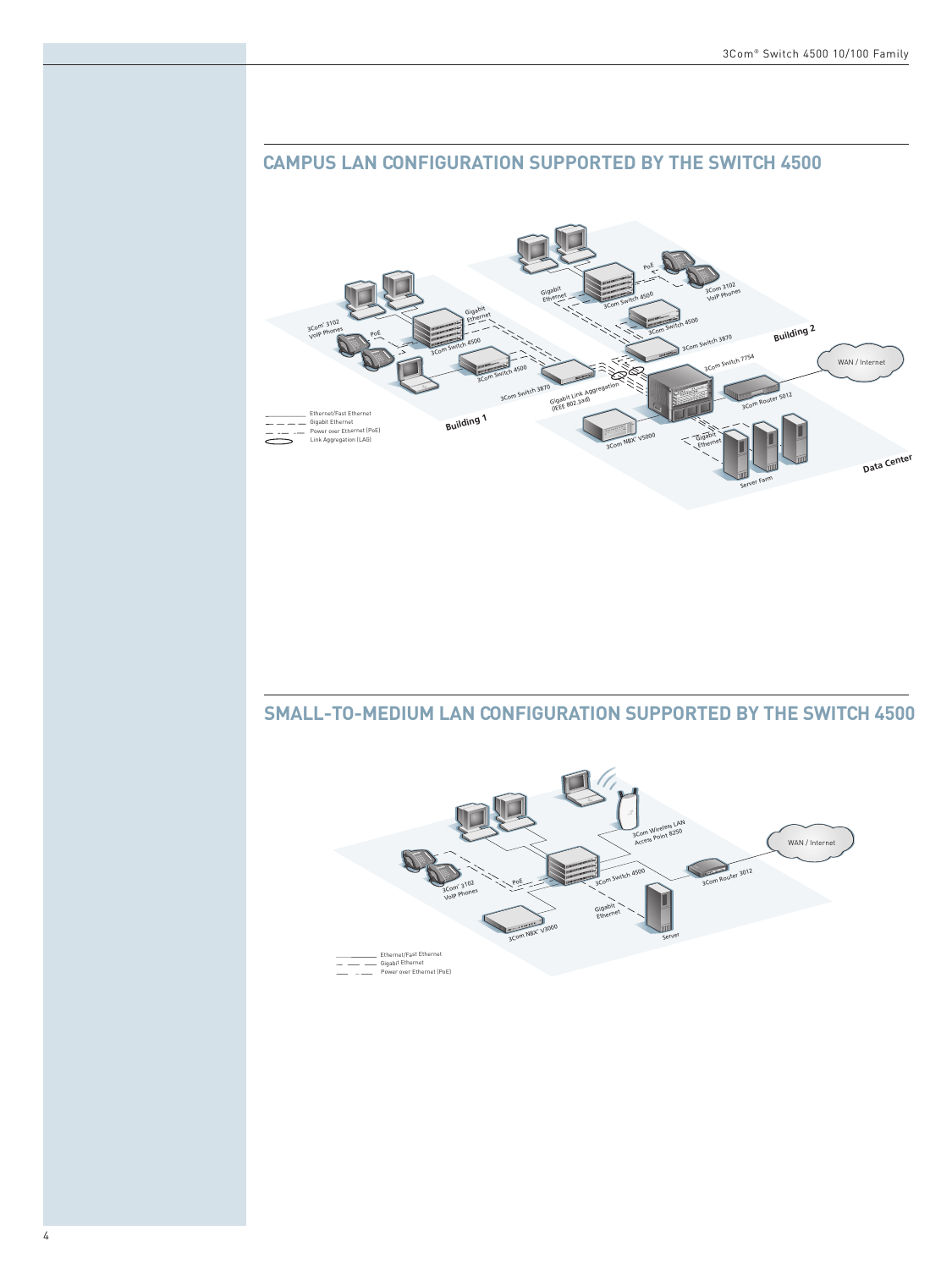## CAMPUS LAN CONFIGURATION SUPPORTED BY THE SWITCH 4500

## SMALL-TO-MEDIUM LAN CONFIGURATION SUPPORTED BY THE SWITCH 4500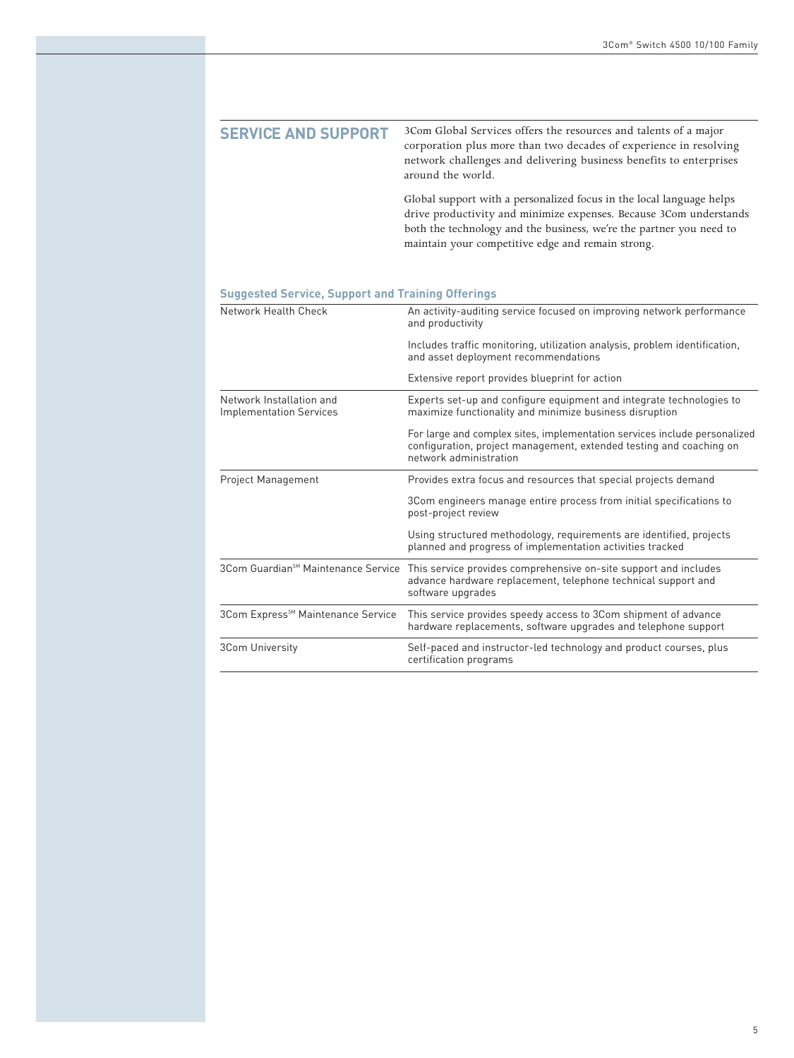## SERVICE AND SUPPORT

3Com Global Services offers the resources and talents of a major corporation plus more than two decades of experience in resolving network challenges and delivering business benefits to enterprises around the world.

Global support with a personalized focus in the local language helps drive productivity and minimize expenses. Because 3Com understands both the technology and the business, we're the partner you need to maintain your competitive edge and remain strong.

### Suggested Service, Support and Training Offerings

| | |
|---|---|
| Network Health Check | An activity-auditing service focused on improving network performance and productivity<br><br>Includes traffic monitoring, utilization analysis, problem identification, and asset deployment recommendations<br><br>Extensive report provides blueprint for action |
| Network Installation and Implementation Services | Experts set-up and configure equipment and integrate technologies to maximize functionality and minimize business disruption<br><br>For large and complex sites, implementation services include personalized configuration, project management, extended testing and coaching on network administration |
| Project Management | Provides extra focus and resources that special projects demand<br><br>3Com engineers manage entire process from initial specifications to post-project review<br><br>Using structured methodology, requirements are identified, projects planned and progress of implementation activities tracked |
| 3Com Guardian℠ Maintenance Service | This service provides comprehensive on-site support and includes advance hardware replacement, telephone technical support and software upgrades |
| 3Com Express℠ Maintenance Service | This service provides speedy access to 3Com shipment of advance hardware replacements, software upgrades and telephone support |
| 3Com University | Self-paced and instructor-led technology and product courses, plus certification programs |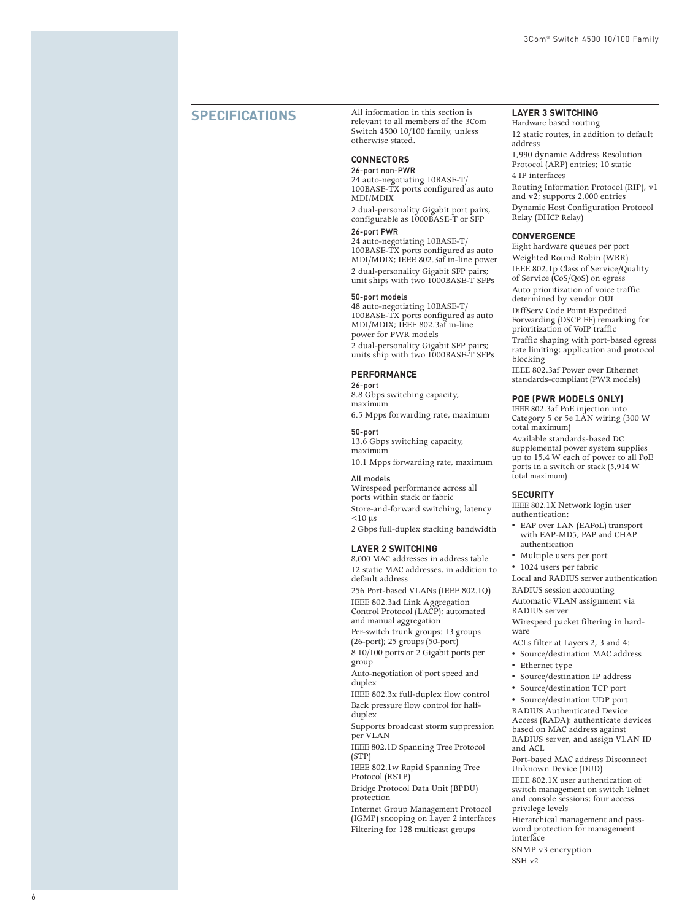## SPECIFICATIONS

All information in this section is relevant to all members of the 3Com Switch 4500 10/100 family, unless otherwise stated.

### CONNECTORS

26-port non-PWR

24 auto-negotiating 10BASE-T/ 100BASE-TX ports configured as auto MDI/MDIX

2 dual-personality Gigabit port pairs, configurable as 1000BASE-T or SFP

26-port PWR

24 auto-negotiating 10BASE-T/ 100BASE-TX ports configured as auto MDI/MDIX; IEEE 802.3af in-line power

2 dual-personality Gigabit SFP pairs; unit ships with two 1000BASE-T SFPs

50-port models

48 auto-negotiating 10BASE-T/ 100BASE-TX ports configured as auto MDI/MDIX; IEEE 802.3af in-line power for PWR models

2 dual-personality Gigabit SFP pairs; units ship with two 1000BASE-T SFPs

### PERFORMANCE

26-port

8.8 Gbps switching capacity, maximum

6.5 Mpps forwarding rate, maximum

50-port

13.6 Gbps switching capacity, maximum

10.1 Mpps forwarding rate, maximum

All models

Wirespeed performance across all ports within stack or fabric

Store-and-forward switching; latency <10 µs

2 Gbps full-duplex stacking bandwidth

### LAYER 2 SWITCHING

8,000 MAC addresses in address table

12 static MAC addresses, in addition to default address

256 Port-based VLANs (IEEE 802.1Q)

IEEE 802.3ad Link Aggregation Control Protocol (LACP); automated and manual aggregation

Per-switch trunk groups: 13 groups (26-port); 25 groups (50-port)

8 10/100 ports or 2 Gigabit ports per group

Auto-negotiation of port speed and duplex

IEEE 802.3x full-duplex flow control

Back pressure flow control for half-duplex

Supports broadcast storm suppression per VLAN

IEEE 802.1D Spanning Tree Protocol (STP)

IEEE 802.1w Rapid Spanning Tree Protocol (RSTP)

Bridge Protocol Data Unit (BPDU) protection

Internet Group Management Protocol (IGMP) snooping on Layer 2 interfaces

Filtering for 128 multicast groups

### LAYER 3 SWITCHING

Hardware based routing

12 static routes, in addition to default address

1,990 dynamic Address Resolution Protocol (ARP) entries; 10 static

4 IP interfaces

Routing Information Protocol (RIP), v1 and v2; supports 2,000 entries

Dynamic Host Configuration Protocol Relay (DHCP Relay)

### CONVERGENCE

Eight hardware queues per port

Weighted Round Robin (WRR)

IEEE 802.1p Class of Service/Quality of Service (CoS/QoS) on egress

Auto prioritization of voice traffic determined by vendor OUI

DiffServ Code Point Expedited Forwarding (DSCP EF) remarking for prioritization of VoIP traffic

Traffic shaping with port-based egress rate limiting; application and protocol blocking

IEEE 802.3af Power over Ethernet standards-compliant (PWR models)

### POE (PWR MODELS ONLY)

IEEE 802.3af PoE injection into Category 5 or 5e LAN wiring (300 W total maximum)

Available standards-based DC supplemental power system supplies up to 15.4 W each of power to all PoE ports in a switch or stack (5,914 W total maximum)

### SECURITY

IEEE 802.1X Network login user authentication:

- EAP over LAN (EAPoL) transport with EAP-MD5, PAP and CHAP authentication
- Multiple users per port
- 1024 users per fabric

Local and RADIUS server authentication

RADIUS session accounting

Automatic VLAN assignment via RADIUS server

Wirespeed packet filtering in hardware

ACLs filter at Layers 2, 3 and 4:

- Source/destination MAC address
- Ethernet type
- Source/destination IP address
- Source/destination TCP port
- Source/destination UDP port

RADIUS Authenticated Device Access (RADA): authenticate devices based on MAC address against RADIUS server, and assign VLAN ID and ACL

Port-based MAC address Disconnect Unknown Device (DUD)

IEEE 802.1X user authentication of switch management on switch Telnet and console sessions; four access privilege levels

Hierarchical management and password protection for management interface

SNMP v3 encryption

SSH v2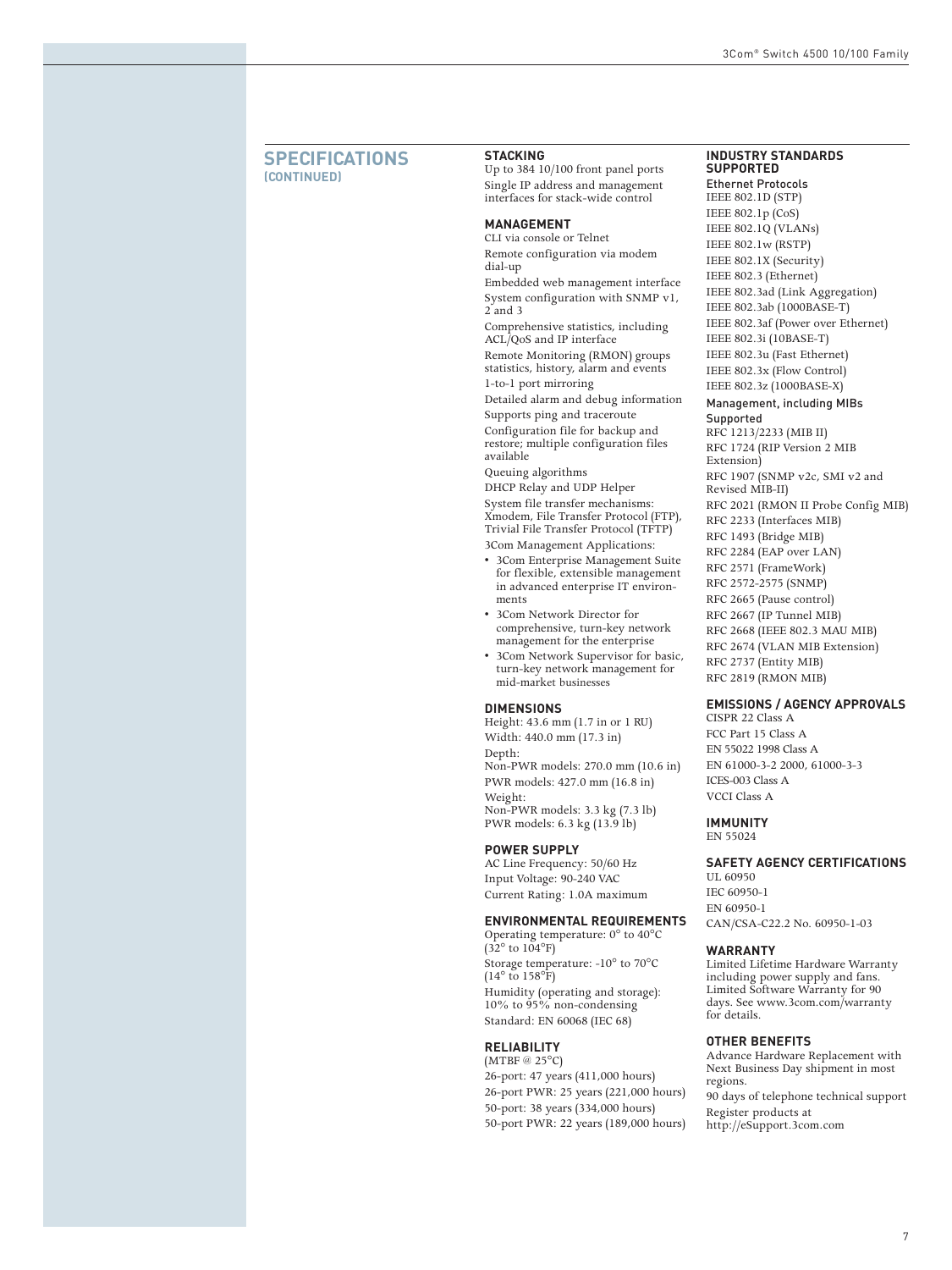## SPECIFICATIONS (CONTINUED)

### STACKING

Up to 384 10/100 front panel ports

Single IP address and management interfaces for stack-wide control

### MANAGEMENT

CLI via console or Telnet

Remote configuration via modem dial-up

Embedded web management interface

System configuration with SNMP v1, 2 and 3

Comprehensive statistics, including ACL/QoS and IP interface

Remote Monitoring (RMON) groups statistics, history, alarm and events

1-to-1 port mirroring

Detailed alarm and debug information

Supports ping and traceroute

Configuration file for backup and restore; multiple configuration files available

Queuing algorithms

DHCP Relay and UDP Helper

System file transfer mechanisms: Xmodem, File Transfer Protocol (FTP), Trivial File Transfer Protocol (TFTP)

3Com Management Applications:

- 3Com Enterprise Management Suite for flexible, extensible management in advanced enterprise IT environments
- 3Com Network Director for comprehensive, turn-key network management for the enterprise
- 3Com Network Supervisor for basic, turn-key network management for mid-market businesses

### DIMENSIONS

Height: 43.6 mm (1.7 in or 1 RU)

Width: 440.0 mm (17.3 in)

Depth:
Non-PWR models: 270.0 mm (10.6 in)

PWR models: 427.0 mm (16.8 in)

Weight:
Non-PWR models: 3.3 kg (7.3 lb)
PWR models: 6.3 kg (13.9 lb)

### POWER SUPPLY

AC Line Frequency: 50/60 Hz

Input Voltage: 90-240 VAC

Current Rating: 1.0A maximum

### ENVIRONMENTAL REQUIREMENTS

Operating temperature: 0° to 40°C (32° to 104°F)

Storage temperature: -10° to 70°C (14° to 158°F)

Humidity (operating and storage): 10% to 95% non-condensing

Standard: EN 60068 (IEC 68)

### RELIABILITY

(MTBF @ 25°C)

26-port: 47 years (411,000 hours)

26-port PWR: 25 years (221,000 hours)

50-port: 38 years (334,000 hours)

50-port PWR: 22 years (189,000 hours)

### INDUSTRY STANDARDS SUPPORTED

**Ethernet Protocols**

IEEE 802.1D (STP)

IEEE 802.1p (CoS)

IEEE 802.1Q (VLANs)

IEEE 802.1w (RSTP)

IEEE 802.1X (Security)

IEEE 802.3 (Ethernet)

IEEE 802.3ad (Link Aggregation)

IEEE 802.3ab (1000BASE-T)

IEEE 802.3af (Power over Ethernet)

IEEE 802.3i (10BASE-T)

IEEE 802.3u (Fast Ethernet)

IEEE 802.3x (Flow Control)

IEEE 802.3z (1000BASE-X)

**Management, including MIBs Supported**

RFC 1213/2233 (MIB II)

RFC 1724 (RIP Version 2 MIB Extension)

RFC 1907 (SNMP v2c, SMI v2 and Revised MIB-II)

RFC 2021 (RMON II Probe Config MIB)

RFC 2233 (Interfaces MIB)

RFC 1493 (Bridge MIB)

RFC 2284 (EAP over LAN)

RFC 2571 (FrameWork)

RFC 2572-2575 (SNMP)

RFC 2665 (Pause control)

RFC 2667 (IP Tunnel MIB)

RFC 2668 (IEEE 802.3 MAU MIB)

RFC 2674 (VLAN MIB Extension)

RFC 2737 (Entity MIB)

RFC 2819 (RMON MIB)

### EMISSIONS / AGENCY APPROVALS

CISPR 22 Class A

FCC Part 15 Class A

EN 55022 1998 Class A

EN 61000-3-2 2000, 61000-3-3

ICES-003 Class A

VCCI Class A

### IMMUNITY

EN 55024

### SAFETY AGENCY CERTIFICATIONS

UL 60950

IEC 60950-1

EN 60950-1

CAN/CSA-C22.2 No. 60950-1-03

### WARRANTY

Limited Lifetime Hardware Warranty including power supply and fans. Limited Software Warranty for 90 days. See www.3com.com/warranty for details.

### OTHER BENEFITS

Advance Hardware Replacement with Next Business Day shipment in most regions.

90 days of telephone technical support

Register products at http://eSupport.3com.com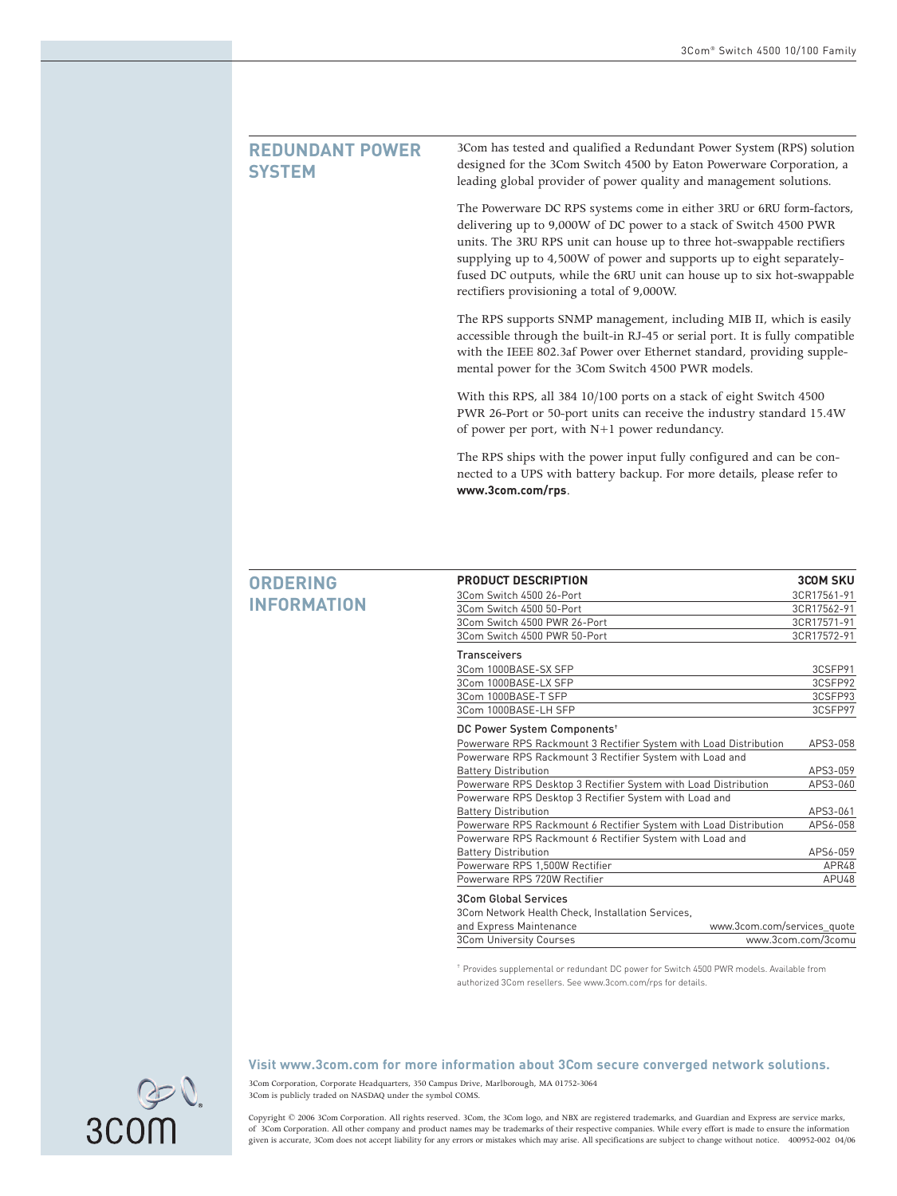## REDUNDANT POWER SYSTEM

3Com has tested and qualified a Redundant Power System (RPS) solution designed for the 3Com Switch 4500 by Eaton Powerware Corporation, a leading global provider of power quality and management solutions.

The Powerware DC RPS systems come in either 3RU or 6RU form-factors, delivering up to 9,000W of DC power to a stack of Switch 4500 PWR units. The 3RU RPS unit can house up to three hot-swappable rectifiers supplying up to 4,500W of power and supports up to eight separately-fused DC outputs, while the 6RU unit can house up to six hot-swappable rectifiers provisioning a total of 9,000W.

The RPS supports SNMP management, including MIB II, which is easily accessible through the built-in RJ-45 or serial port. It is fully compatible with the IEEE 802.3af Power over Ethernet standard, providing supplemental power for the 3Com Switch 4500 PWR models.

With this RPS, all 384 10/100 ports on a stack of eight Switch 4500 PWR 26-Port or 50-port units can receive the industry standard 15.4W of power per port, with N+1 power redundancy.

The RPS ships with the power input fully configured and can be connected to a UPS with battery backup. For more details, please refer to **www.3com.com/rps**.

## ORDERING INFORMATION

| PRODUCT DESCRIPTION | 3COM SKU |
|---|---|
| 3Com Switch 4500 26-Port | 3CR17561-91 |
| 3Com Switch 4500 50-Port | 3CR17562-91 |
| 3Com Switch 4500 PWR 26-Port | 3CR17571-91 |
| 3Com Switch 4500 PWR 50-Port | 3CR17572-91 |
| **Transceivers** | |
| 3Com 1000BASE-SX SFP | 3CSFP91 |
| 3Com 1000BASE-LX SFP | 3CSFP92 |
| 3Com 1000BASE-T SFP | 3CSFP93 |
| 3Com 1000BASE-LH SFP | 3CSFP97 |
| **DC Power System Components†** | |
| Powerware RPS Rackmount 3 Rectifier System with Load Distribution | APS3-058 |
| Powerware RPS Rackmount 3 Rectifier System with Load and Battery Distribution | APS3-059 |
| Powerware RPS Desktop 3 Rectifier System with Load Distribution | APS3-060 |
| Powerware RPS Desktop 3 Rectifier System with Load and Battery Distribution | APS3-061 |
| Powerware RPS Rackmount 6 Rectifier System with Load Distribution | APS6-058 |
| Powerware RPS Rackmount 6 Rectifier System with Load and Battery Distribution | APS6-059 |
| Powerware RPS 1,500W Rectifier | APR48 |
| Powerware RPS 720W Rectifier | APU48 |
| **3Com Global Services** | |
| 3Com Network Health Check, Installation Services, and Express Maintenance | www.3com.com/services_quote |
| 3Com University Courses | www.3com.com/3comu |

† Provides supplemental or redundant DC power for Switch 4500 PWR models. Available from authorized 3Com resellers. See www.3com.com/rps for details.

**Visit www.3com.com for more information about 3Com secure converged network solutions.**

3Com Corporation, Corporate Headquarters, 350 Campus Drive, Marlborough, MA 01752-3064
3Com is publicly traded on NASDAQ under the symbol COMS.

Copyright © 2006 3Com Corporation. All rights reserved. 3Com, the 3Com logo, and NBX are registered trademarks, and Guardian and Express are service marks, of 3Com Corporation. All other company and product names may be trademarks of their respective companies. While every effort is made to ensure the information given is accurate, 3Com does not accept liability for any errors or mistakes which may arise. All specifications are subject to change without notice. 400952-002 04/06